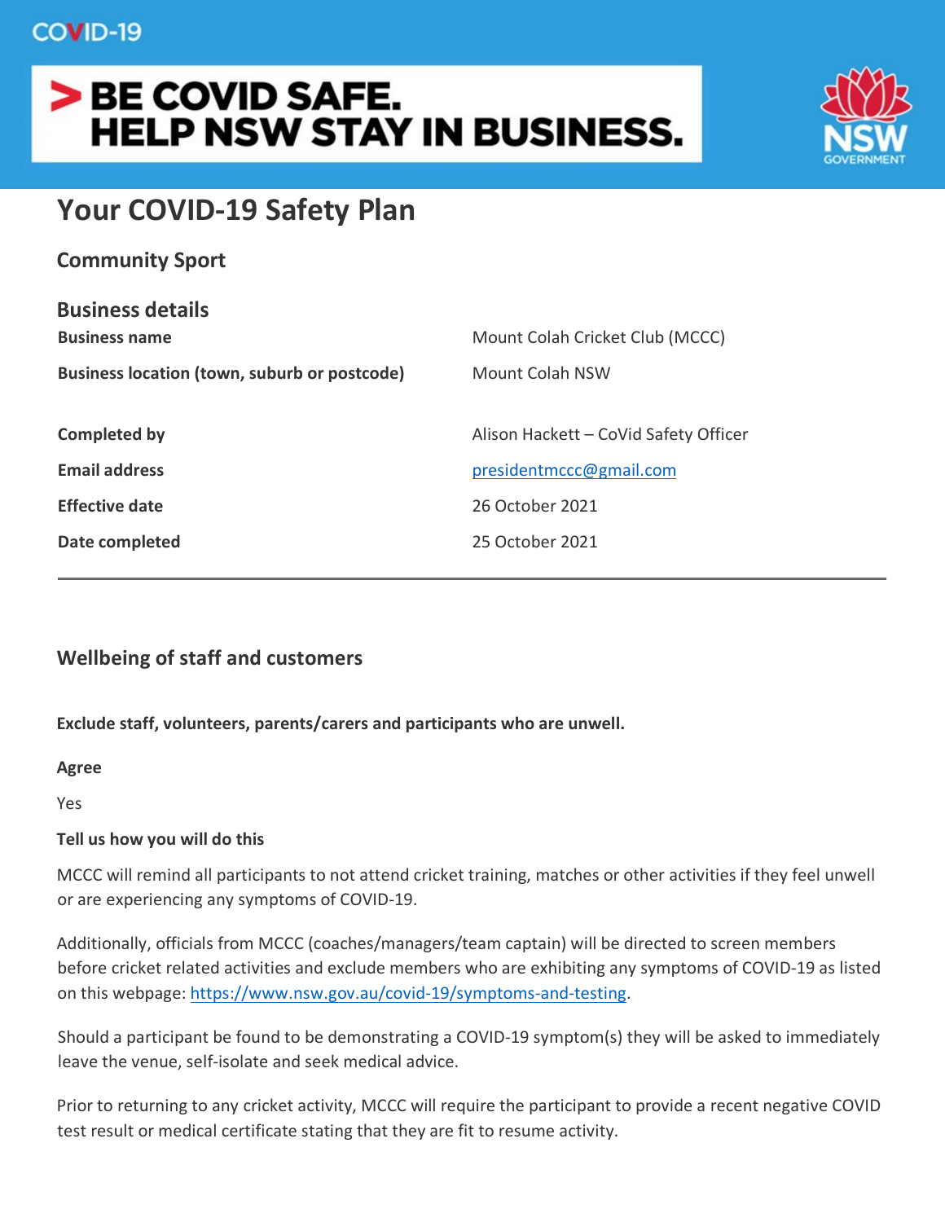COVID-19

> BE COVID SAFE.
> HELP NSW STAY IN BUSINESS.

NSW GOVERNMENT

# Your COVID-19 Safety Plan

## Community Sport

### Business details

| | |
|---|---|
| **Business name** | Mount Colah Cricket Club (MCCC) |
| **Business location (town, suburb or postcode)** | Mount Colah NSW |
| **Completed by** | Alison Hackett – CoVid Safety Officer |
| **Email address** | presidentmccc@gmail.com |
| **Effective date** | 26 October 2021 |
| **Date completed** | 25 October 2021 |

---

### Wellbeing of staff and customers

**Exclude staff, volunteers, parents/carers and participants who are unwell.**

**Agree**

Yes

**Tell us how you will do this**

MCCC will remind all participants to not attend cricket training, matches or other activities if they feel unwell or are experiencing any symptoms of COVID-19.

Additionally, officials from MCCC (coaches/managers/team captain) will be directed to screen members before cricket related activities and exclude members who are exhibiting any symptoms of COVID-19 as listed on this webpage: https://www.nsw.gov.au/covid-19/symptoms-and-testing.

Should a participant be found to be demonstrating a COVID-19 symptom(s) they will be asked to immediately leave the venue, self-isolate and seek medical advice.

Prior to returning to any cricket activity, MCCC will require the participant to provide a recent negative COVID test result or medical certificate stating that they are fit to resume activity.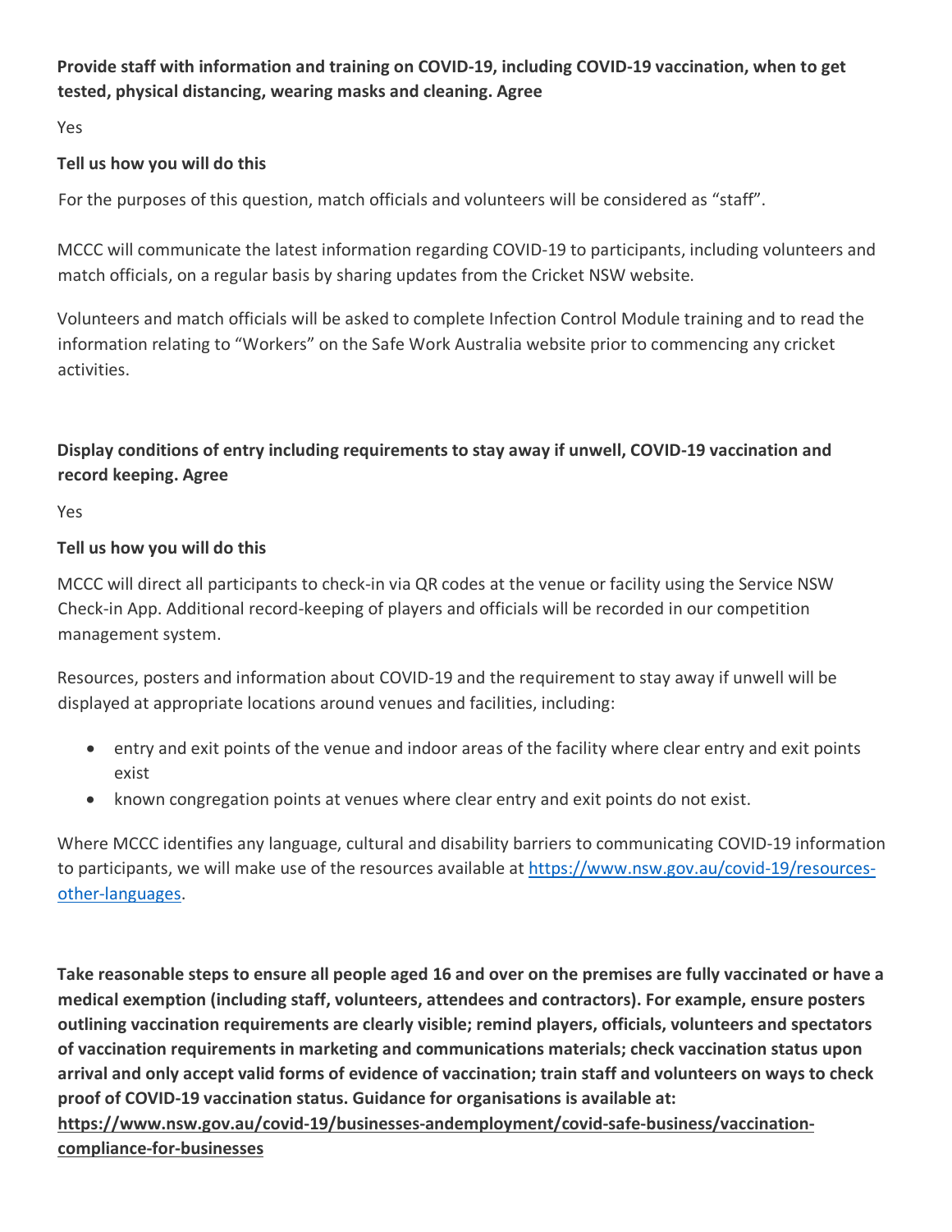**Provide staff with information and training on COVID-19, including COVID-19 vaccination, when to get tested, physical distancing, wearing masks and cleaning. Agree**

Yes

**Tell us how you will do this**

For the purposes of this question, match officials and volunteers will be considered as "staff".

MCCC will communicate the latest information regarding COVID-19 to participants, including volunteers and match officials, on a regular basis by sharing updates from the Cricket NSW website.

Volunteers and match officials will be asked to complete Infection Control Module training and to read the information relating to "Workers" on the Safe Work Australia website prior to commencing any cricket activities.

**Display conditions of entry including requirements to stay away if unwell, COVID-19 vaccination and record keeping. Agree**

Yes

**Tell us how you will do this**

MCCC will direct all participants to check-in via QR codes at the venue or facility using the Service NSW Check-in App. Additional record-keeping of players and officials will be recorded in our competition management system.

Resources, posters and information about COVID-19 and the requirement to stay away if unwell will be displayed at appropriate locations around venues and facilities, including:

- entry and exit points of the venue and indoor areas of the facility where clear entry and exit points exist
- known congregation points at venues where clear entry and exit points do not exist.

Where MCCC identifies any language, cultural and disability barriers to communicating COVID-19 information to participants, we will make use of the resources available at https://www.nsw.gov.au/covid-19/resources-other-languages.

**Take reasonable steps to ensure all people aged 16 and over on the premises are fully vaccinated or have a medical exemption (including staff, volunteers, attendees and contractors). For example, ensure posters outlining vaccination requirements are clearly visible; remind players, officials, volunteers and spectators of vaccination requirements in marketing and communications materials; check vaccination status upon arrival and only accept valid forms of evidence of vaccination; train staff and volunteers on ways to check proof of COVID-19 vaccination status. Guidance for organisations is available at: https://www.nsw.gov.au/covid-19/businesses-andemployment/covid-safe-business/vaccination-compliance-for-businesses**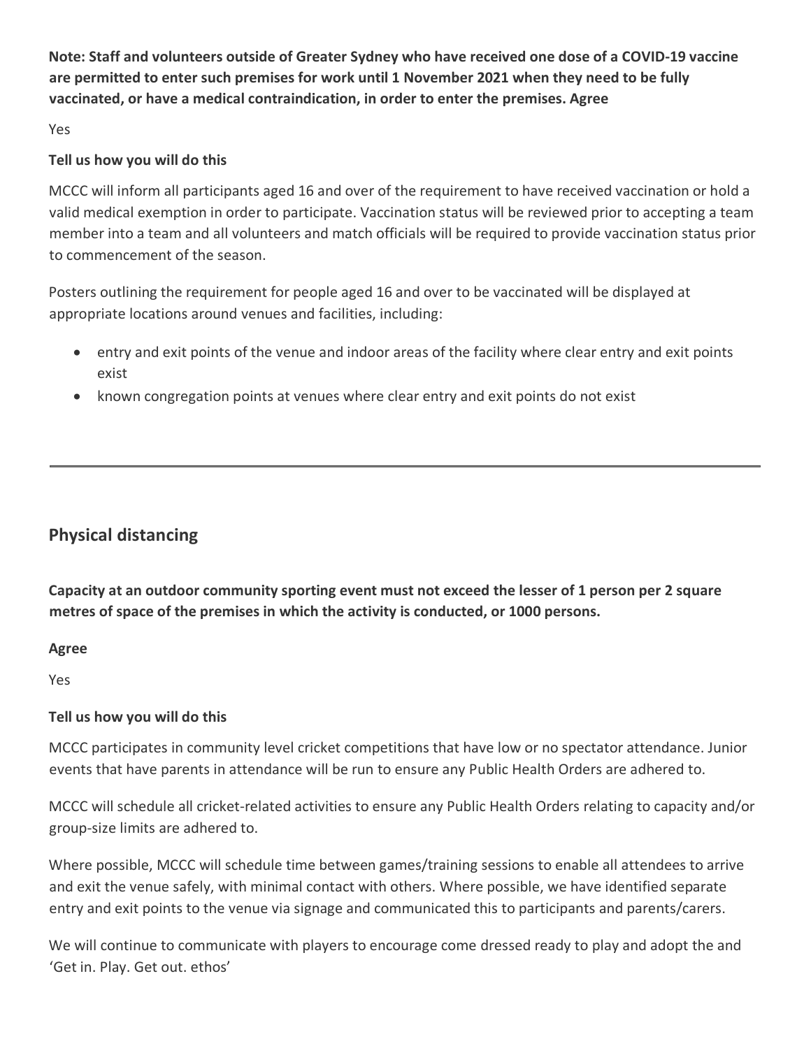**Note: Staff and volunteers outside of Greater Sydney who have received one dose of a COVID-19 vaccine are permitted to enter such premises for work until 1 November 2021 when they need to be fully vaccinated, or have a medical contraindication, in order to enter the premises. Agree**

Yes

**Tell us how you will do this**

MCCC will inform all participants aged 16 and over of the requirement to have received vaccination or hold a valid medical exemption in order to participate. Vaccination status will be reviewed prior to accepting a team member into a team and all volunteers and match officials will be required to provide vaccination status prior to commencement of the season.

Posters outlining the requirement for people aged 16 and over to be vaccinated will be displayed at appropriate locations around venues and facilities, including:

- entry and exit points of the venue and indoor areas of the facility where clear entry and exit points exist
- known congregation points at venues where clear entry and exit points do not exist

---

## Physical distancing

**Capacity at an outdoor community sporting event must not exceed the lesser of 1 person per 2 square metres of space of the premises in which the activity is conducted, or 1000 persons.**

**Agree**

Yes

**Tell us how you will do this**

MCCC participates in community level cricket competitions that have low or no spectator attendance. Junior events that have parents in attendance will be run to ensure any Public Health Orders are adhered to.

MCCC will schedule all cricket-related activities to ensure any Public Health Orders relating to capacity and/or group-size limits are adhered to.

Where possible, MCCC will schedule time between games/training sessions to enable all attendees to arrive and exit the venue safely, with minimal contact with others. Where possible, we have identified separate entry and exit points to the venue via signage and communicated this to participants and parents/carers.

We will continue to communicate with players to encourage come dressed ready to play and adopt the and 'Get in. Play. Get out. ethos'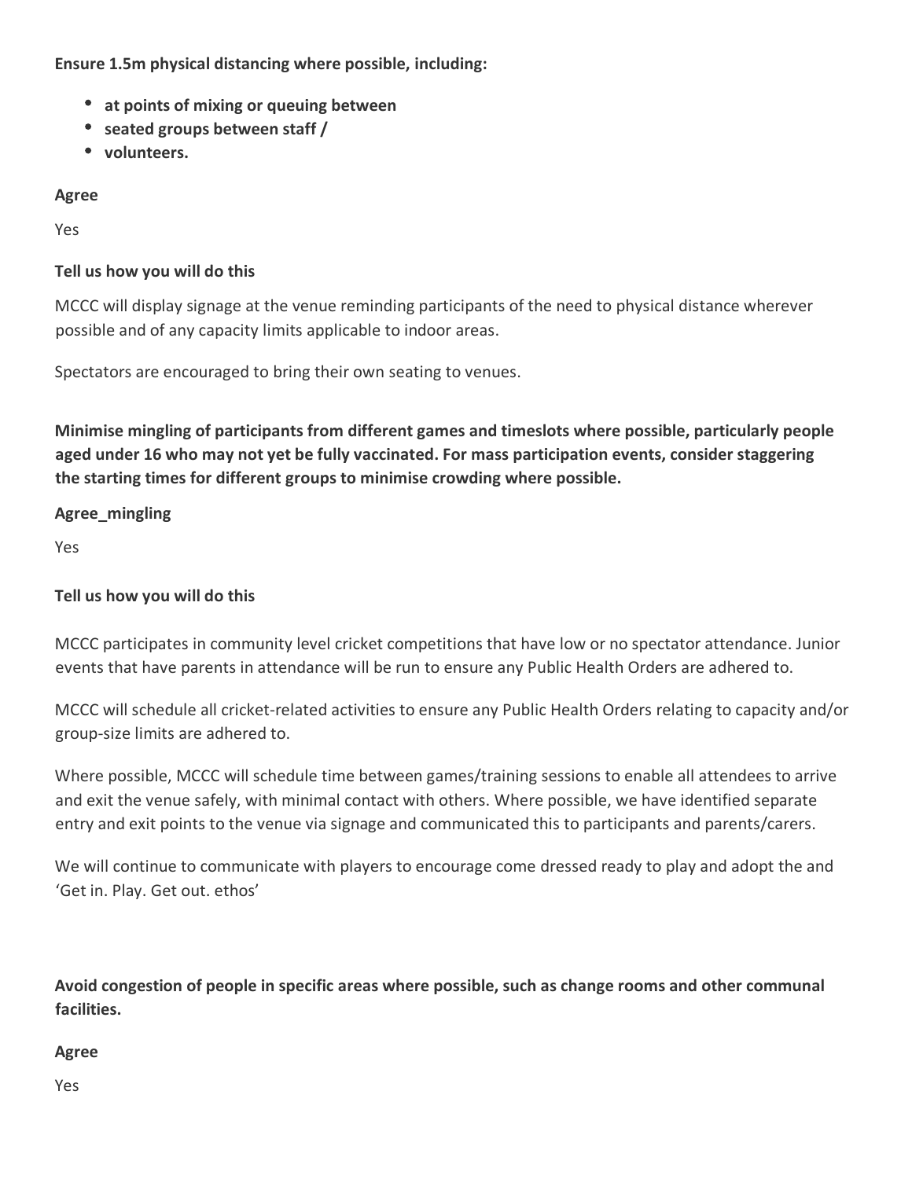**Ensure 1.5m physical distancing where possible, including:**

- **at points of mixing or queuing between**
- **seated groups between staff /**
- **volunteers.**

**Agree**

Yes

**Tell us how you will do this**

MCCC will display signage at the venue reminding participants of the need to physical distance wherever possible and of any capacity limits applicable to indoor areas.

Spectators are encouraged to bring their own seating to venues.

**Minimise mingling of participants from different games and timeslots where possible, particularly people aged under 16 who may not yet be fully vaccinated. For mass participation events, consider staggering the starting times for different groups to minimise crowding where possible.**

**Agree_mingling**

Yes

**Tell us how you will do this**

MCCC participates in community level cricket competitions that have low or no spectator attendance. Junior events that have parents in attendance will be run to ensure any Public Health Orders are adhered to.

MCCC will schedule all cricket-related activities to ensure any Public Health Orders relating to capacity and/or group-size limits are adhered to.

Where possible, MCCC will schedule time between games/training sessions to enable all attendees to arrive and exit the venue safely, with minimal contact with others. Where possible, we have identified separate entry and exit points to the venue via signage and communicated this to participants and parents/carers.

We will continue to communicate with players to encourage come dressed ready to play and adopt the and 'Get in. Play. Get out. ethos'

**Avoid congestion of people in specific areas where possible, such as change rooms and other communal facilities.**

**Agree**

Yes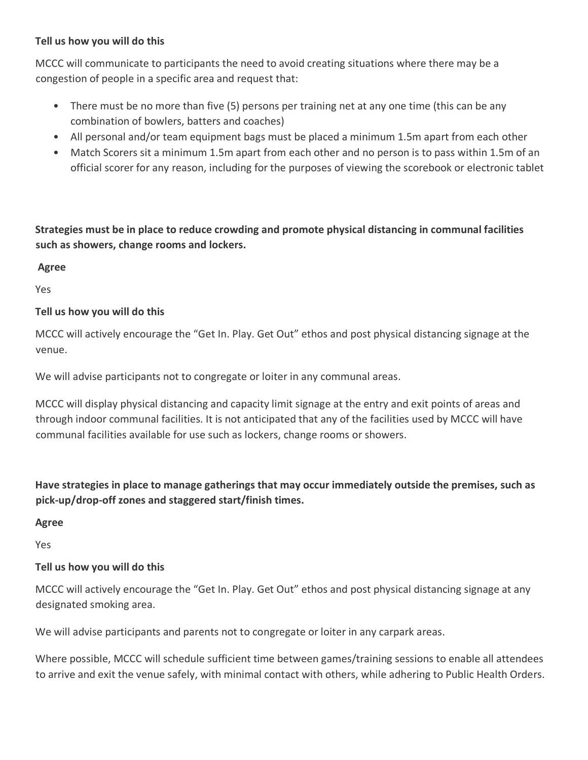**Tell us how you will do this**

MCCC will communicate to participants the need to avoid creating situations where there may be a congestion of people in a specific area and request that:

- There must be no more than five (5) persons per training net at any one time (this can be any combination of bowlers, batters and coaches)
- All personal and/or team equipment bags must be placed a minimum 1.5m apart from each other
- Match Scorers sit a minimum 1.5m apart from each other and no person is to pass within 1.5m of an official scorer for any reason, including for the purposes of viewing the scorebook or electronic tablet

**Strategies must be in place to reduce crowding and promote physical distancing in communal facilities such as showers, change rooms and lockers.**

**Agree**

Yes

**Tell us how you will do this**

MCCC will actively encourage the "Get In. Play. Get Out" ethos and post physical distancing signage at the venue.

We will advise participants not to congregate or loiter in any communal areas.

MCCC will display physical distancing and capacity limit signage at the entry and exit points of areas and through indoor communal facilities. It is not anticipated that any of the facilities used by MCCC will have communal facilities available for use such as lockers, change rooms or showers.

**Have strategies in place to manage gatherings that may occur immediately outside the premises, such as pick-up/drop-off zones and staggered start/finish times.**

**Agree**

Yes

**Tell us how you will do this**

MCCC will actively encourage the "Get In. Play. Get Out" ethos and post physical distancing signage at any designated smoking area.

We will advise participants and parents not to congregate or loiter in any carpark areas.

Where possible, MCCC will schedule sufficient time between games/training sessions to enable all attendees to arrive and exit the venue safely, with minimal contact with others, while adhering to Public Health Orders.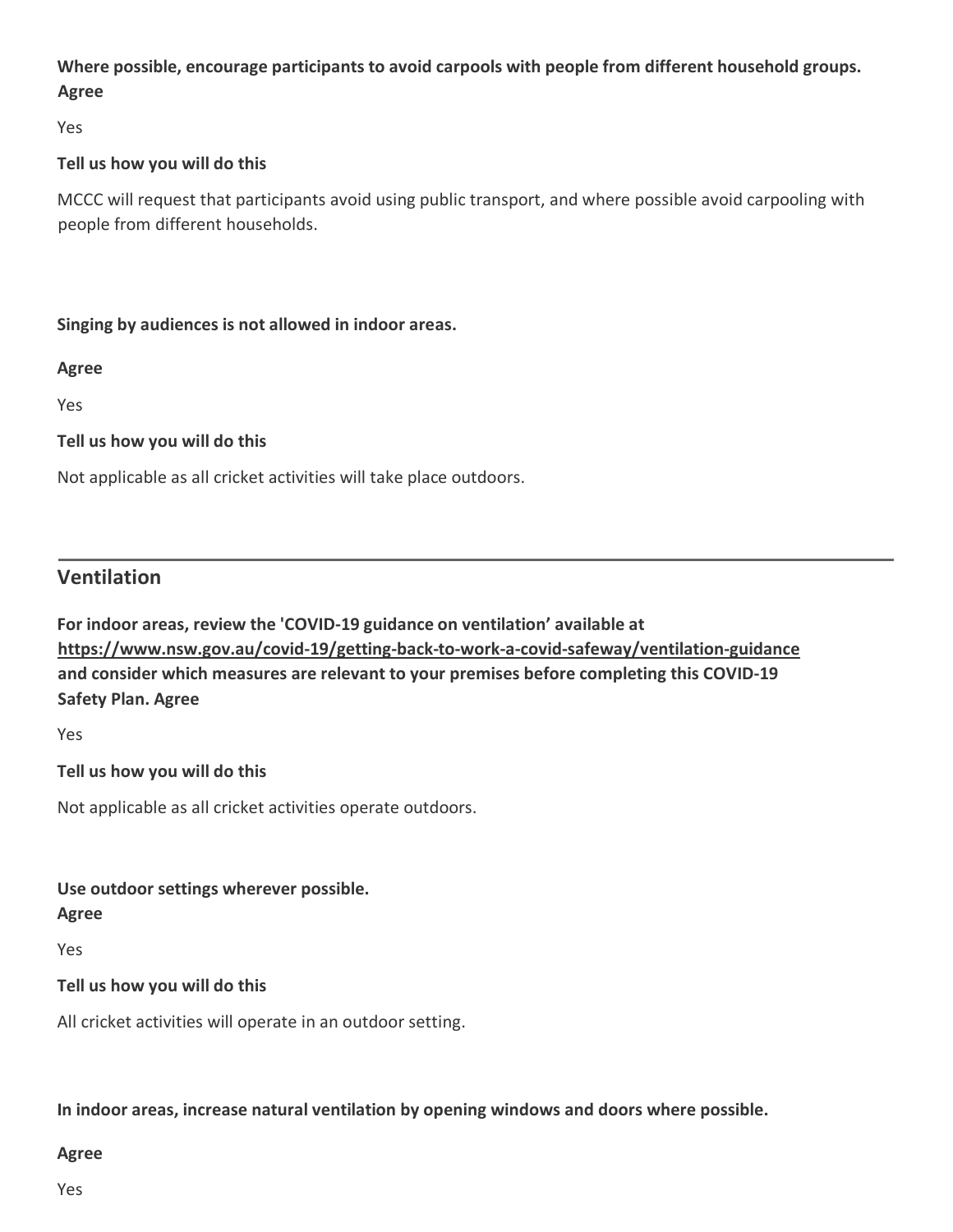**Where possible, encourage participants to avoid carpools with people from different household groups. Agree**

Yes

**Tell us how you will do this**

MCCC will request that participants avoid using public transport, and where possible avoid carpooling with people from different households.

**Singing by audiences is not allowed in indoor areas.**

**Agree**

Yes

**Tell us how you will do this**

Not applicable as all cricket activities will take place outdoors.

---

## Ventilation

**For indoor areas, review the 'COVID-19 guidance on ventilation' available at https://www.nsw.gov.au/covid-19/getting-back-to-work-a-covid-safeway/ventilation-guidance and consider which measures are relevant to your premises before completing this COVID-19 Safety Plan. Agree**

Yes

**Tell us how you will do this**

Not applicable as all cricket activities operate outdoors.

**Use outdoor settings wherever possible.**
**Agree**

Yes

**Tell us how you will do this**

All cricket activities will operate in an outdoor setting.

**In indoor areas, increase natural ventilation by opening windows and doors where possible.**

**Agree**

Yes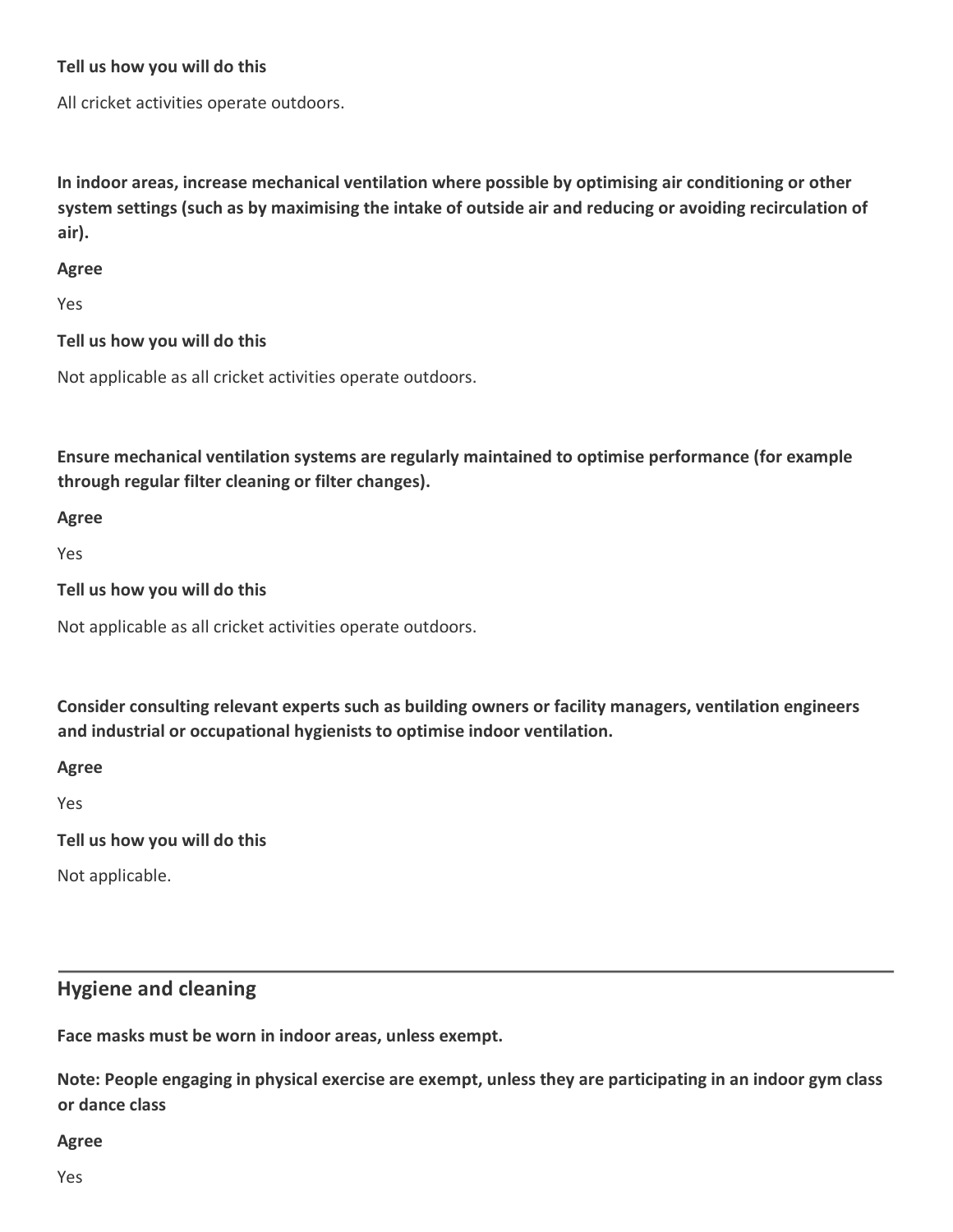**Tell us how you will do this**

All cricket activities operate outdoors.

**In indoor areas, increase mechanical ventilation where possible by optimising air conditioning or other system settings (such as by maximising the intake of outside air and reducing or avoiding recirculation of air).**

**Agree**

Yes

**Tell us how you will do this**

Not applicable as all cricket activities operate outdoors.

**Ensure mechanical ventilation systems are regularly maintained to optimise performance (for example through regular filter cleaning or filter changes).**

**Agree**

Yes

**Tell us how you will do this**

Not applicable as all cricket activities operate outdoors.

**Consider consulting relevant experts such as building owners or facility managers, ventilation engineers and industrial or occupational hygienists to optimise indoor ventilation.**

**Agree**

Yes

**Tell us how you will do this**

Not applicable.

## Hygiene and cleaning

**Face masks must be worn in indoor areas, unless exempt.**

**Note: People engaging in physical exercise are exempt, unless they are participating in an indoor gym class or dance class**

**Agree**

Yes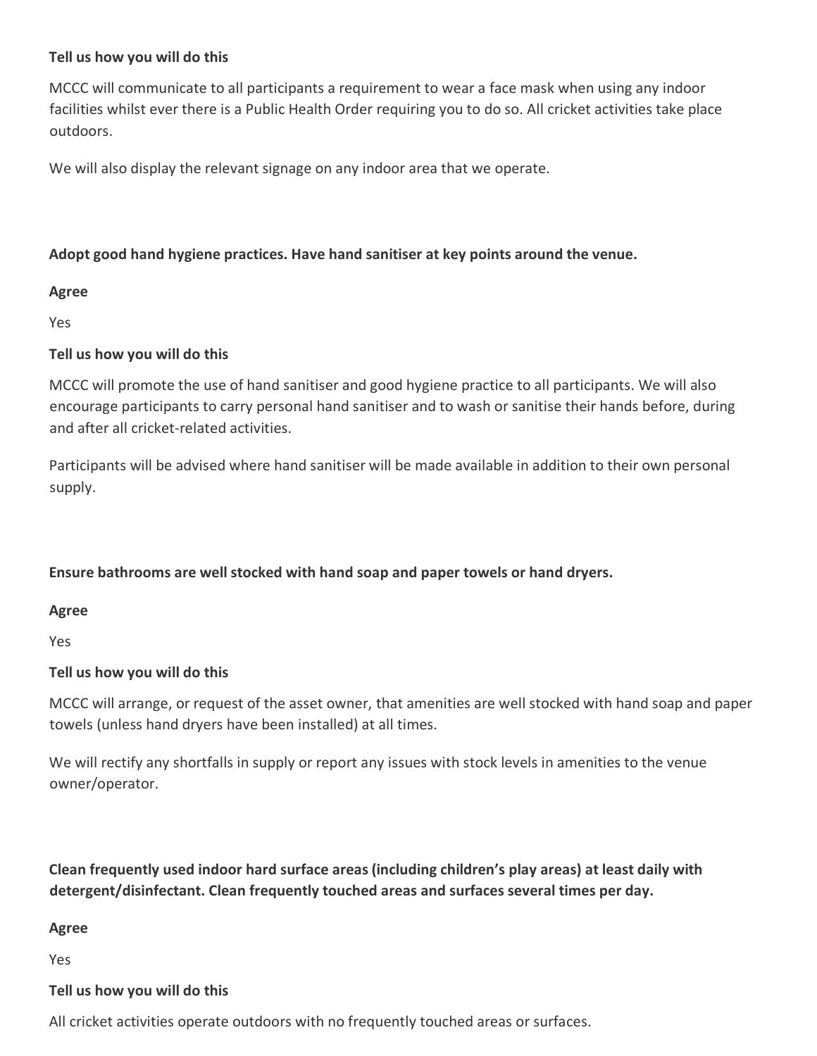**Tell us how you will do this**

MCCC will communicate to all participants a requirement to wear a face mask when using any indoor facilities whilst ever there is a Public Health Order requiring you to do so. All cricket activities take place outdoors.

We will also display the relevant signage on any indoor area that we operate.

**Adopt good hand hygiene practices. Have hand sanitiser at key points around the venue.**

**Agree**

Yes

**Tell us how you will do this**

MCCC will promote the use of hand sanitiser and good hygiene practice to all participants. We will also encourage participants to carry personal hand sanitiser and to wash or sanitise their hands before, during and after all cricket-related activities.

Participants will be advised where hand sanitiser will be made available in addition to their own personal supply.

**Ensure bathrooms are well stocked with hand soap and paper towels or hand dryers.**

**Agree**

Yes

**Tell us how you will do this**

MCCC will arrange, or request of the asset owner, that amenities are well stocked with hand soap and paper towels (unless hand dryers have been installed) at all times.

We will rectify any shortfalls in supply or report any issues with stock levels in amenities to the venue owner/operator.

**Clean frequently used indoor hard surface areas (including children's play areas) at least daily with detergent/disinfectant. Clean frequently touched areas and surfaces several times per day.**

**Agree**

Yes

**Tell us how you will do this**

All cricket activities operate outdoors with no frequently touched areas or surfaces.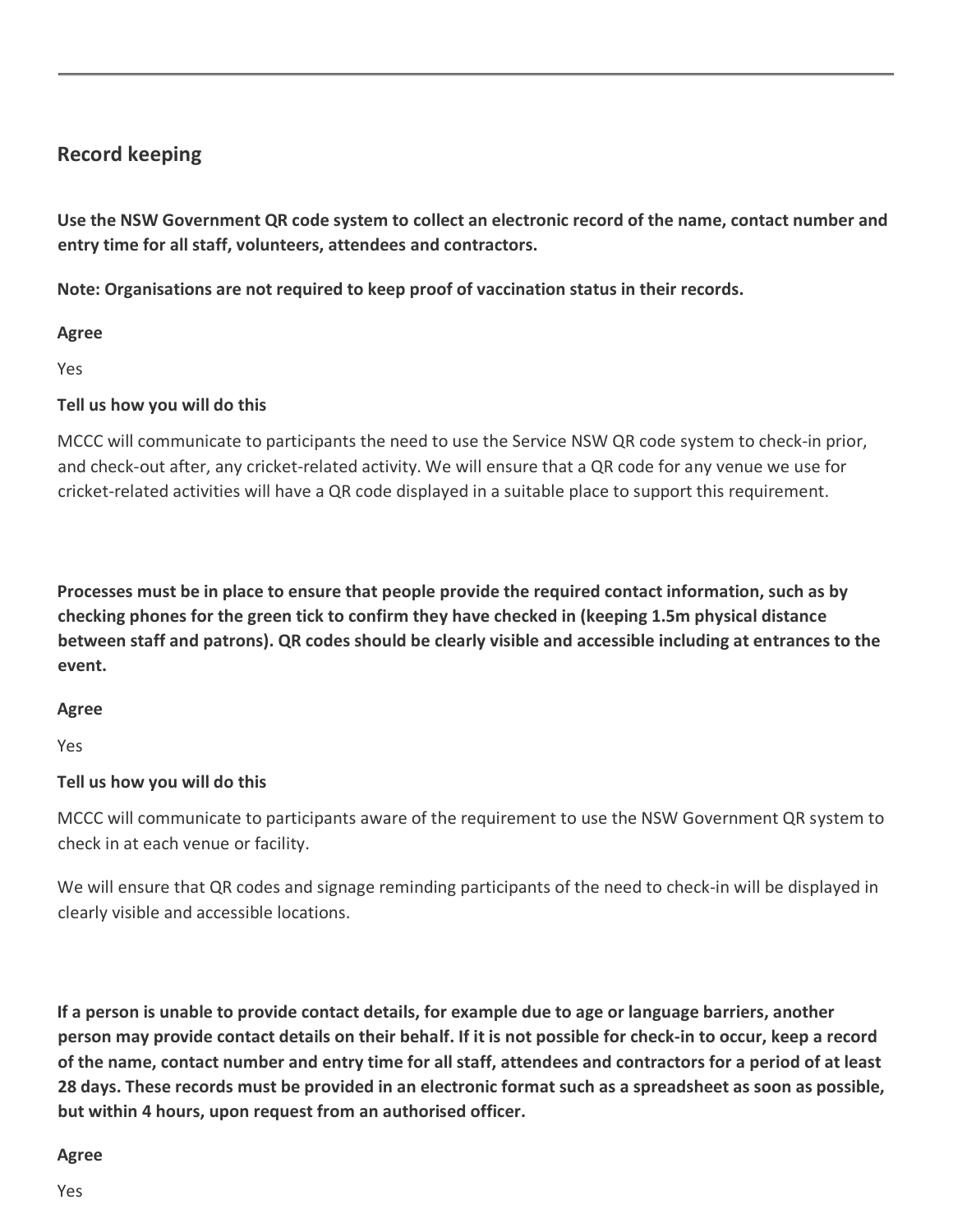## Record keeping

**Use the NSW Government QR code system to collect an electronic record of the name, contact number and entry time for all staff, volunteers, attendees and contractors.**

**Note: Organisations are not required to keep proof of vaccination status in their records.**

**Agree**

Yes

**Tell us how you will do this**

MCCC will communicate to participants the need to use the Service NSW QR code system to check-in prior, and check-out after, any cricket-related activity. We will ensure that a QR code for any venue we use for cricket-related activities will have a QR code displayed in a suitable place to support this requirement.

**Processes must be in place to ensure that people provide the required contact information, such as by checking phones for the green tick to confirm they have checked in (keeping 1.5m physical distance between staff and patrons). QR codes should be clearly visible and accessible including at entrances to the event.**

**Agree**

Yes

**Tell us how you will do this**

MCCC will communicate to participants aware of the requirement to use the NSW Government QR system to check in at each venue or facility.

We will ensure that QR codes and signage reminding participants of the need to check-in will be displayed in clearly visible and accessible locations.

**If a person is unable to provide contact details, for example due to age or language barriers, another person may provide contact details on their behalf. If it is not possible for check-in to occur, keep a record of the name, contact number and entry time for all staff, attendees and contractors for a period of at least 28 days. These records must be provided in an electronic format such as a spreadsheet as soon as possible, but within 4 hours, upon request from an authorised officer.**

**Agree**

Yes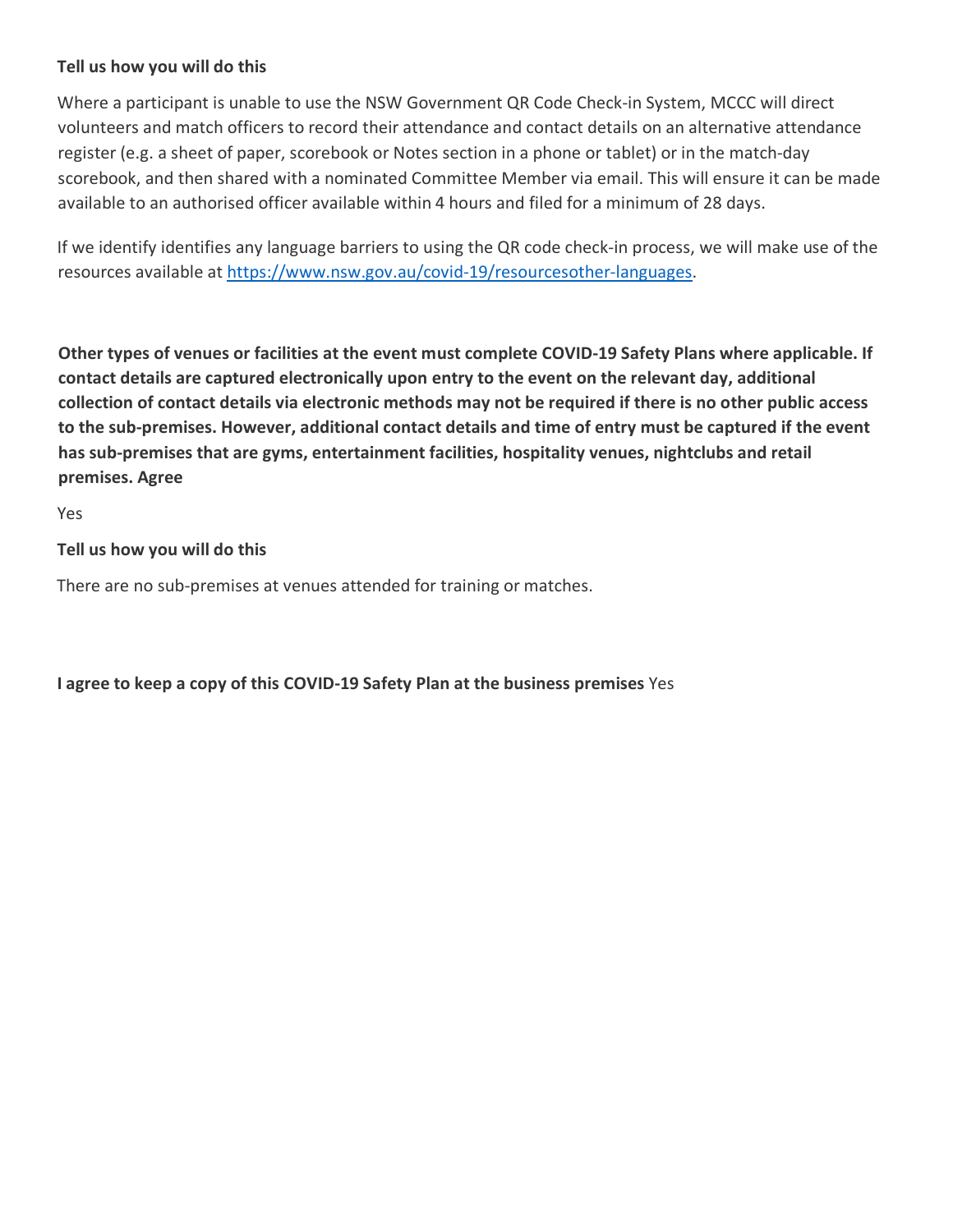**Tell us how you will do this**

Where a participant is unable to use the NSW Government QR Code Check-in System, MCCC will direct volunteers and match officers to record their attendance and contact details on an alternative attendance register (e.g. a sheet of paper, scorebook or Notes section in a phone or tablet) or in the match-day scorebook, and then shared with a nominated Committee Member via email. This will ensure it can be made available to an authorised officer available within 4 hours and filed for a minimum of 28 days.

If we identify identifies any language barriers to using the QR code check-in process, we will make use of the resources available at [https://www.nsw.gov.au/covid-19/resourcesother-languages](https://www.nsw.gov.au/covid-19/resourcesother-languages).

**Other types of venues or facilities at the event must complete COVID-19 Safety Plans where applicable. If contact details are captured electronically upon entry to the event on the relevant day, additional collection of contact details via electronic methods may not be required if there is no other public access to the sub-premises. However, additional contact details and time of entry must be captured if the event has sub-premises that are gyms, entertainment facilities, hospitality venues, nightclubs and retail premises. Agree**

Yes

**Tell us how you will do this**

There are no sub-premises at venues attended for training or matches.

**I agree to keep a copy of this COVID-19 Safety Plan at the business premises** Yes